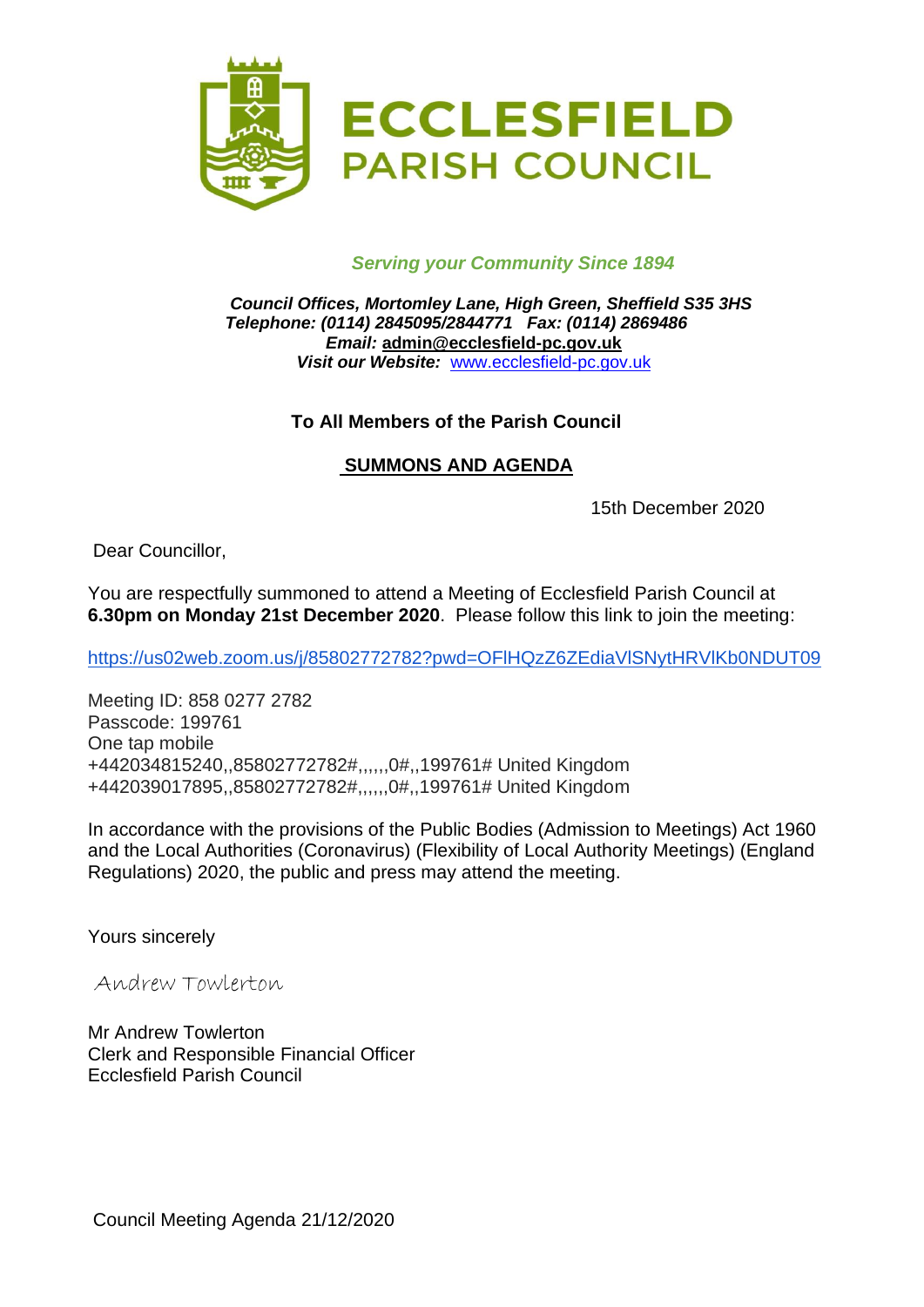# ECCLESFIELD PARISH COUNCIL

*Serving your Community Since 1894*

***Council Offices, Mortomley Lane, High Green, Sheffield S35 3HS***
***Telephone: (0114) 2845095/2844771 Fax: (0114) 2869486***
***Email:* admin@ecclesfield-pc.gov.uk**
***Visit our Website:*** www.ecclesfield-pc.gov.uk

**To All Members of the Parish Council**

**SUMMONS AND AGENDA**

15th December 2020

Dear Councillor,

You are respectfully summoned to attend a Meeting of Ecclesfield Parish Council at **6.30pm on Monday 21st December 2020**. Please follow this link to join the meeting:

https://us02web.zoom.us/j/85802772782?pwd=OFlHQzZ6ZEdiaVlSNytHRVlKb0NDUT09

Meeting ID: 858 0277 2782
Passcode: 199761
One tap mobile
+442034815240,,85802772782#,,,,,,0#,,199761# United Kingdom
+442039017895,,85802772782#,,,,,,0#,,199761# United Kingdom

In accordance with the provisions of the Public Bodies (Admission to Meetings) Act 1960 and the Local Authorities (Coronavirus) (Flexibility of Local Authority Meetings) (England Regulations) 2020, the public and press may attend the meeting.

Yours sincerely

Andrew Towlerton

Mr Andrew Towlerton
Clerk and Responsible Financial Officer
Ecclesfield Parish Council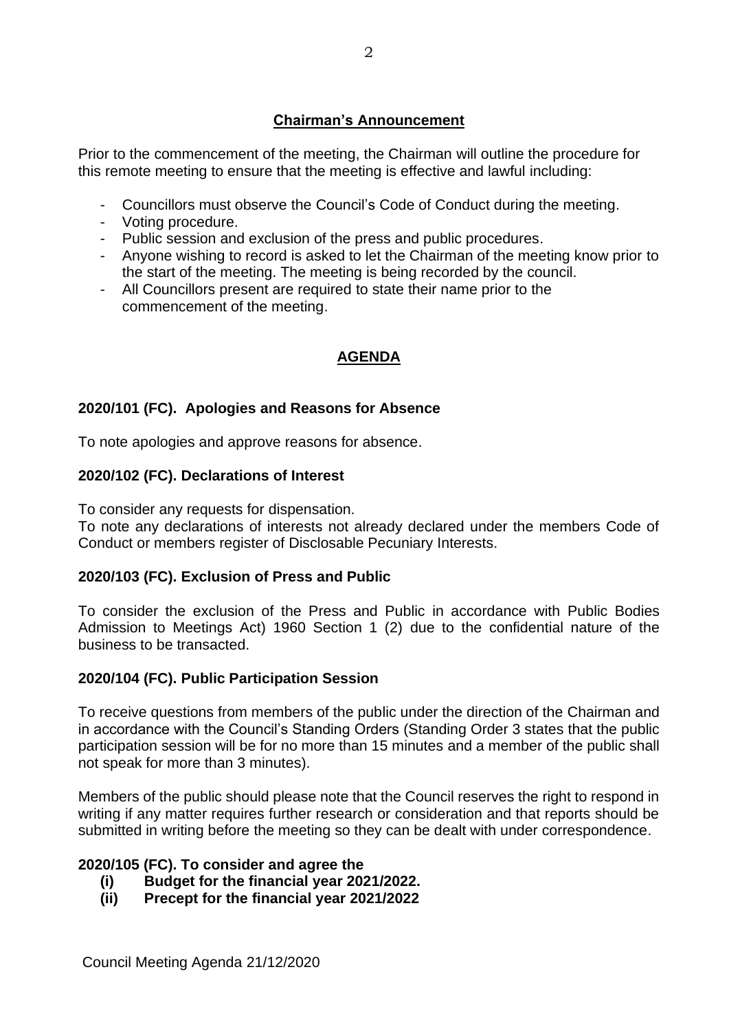## Chairman's Announcement

Prior to the commencement of the meeting, the Chairman will outline the procedure for this remote meeting to ensure that the meeting is effective and lawful including:

- Councillors must observe the Council's Code of Conduct during the meeting.
- Voting procedure.
- Public session and exclusion of the press and public procedures.
- Anyone wishing to record is asked to let the Chairman of the meeting know prior to the start of the meeting. The meeting is being recorded by the council.
- All Councillors present are required to state their name prior to the commencement of the meeting.

## AGENDA

### 2020/101 (FC). Apologies and Reasons for Absence

To note apologies and approve reasons for absence.

### 2020/102 (FC). Declarations of Interest

To consider any requests for dispensation.
To note any declarations of interests not already declared under the members Code of Conduct or members register of Disclosable Pecuniary Interests.

### 2020/103 (FC). Exclusion of Press and Public

To consider the exclusion of the Press and Public in accordance with Public Bodies Admission to Meetings Act) 1960 Section 1 (2) due to the confidential nature of the business to be transacted.

### 2020/104 (FC). Public Participation Session

To receive questions from members of the public under the direction of the Chairman and in accordance with the Council's Standing Orders (Standing Order 3 states that the public participation session will be for no more than 15 minutes and a member of the public shall not speak for more than 3 minutes).

Members of the public should please note that the Council reserves the right to respond in writing if any matter requires further research or consideration and that reports should be submitted in writing before the meeting so they can be dealt with under correspondence.

### 2020/105 (FC). To consider and agree the

**(i) Budget for the financial year 2021/2022.**
**(ii) Precept for the financial year 2021/2022**

Council Meeting Agenda 21/12/2020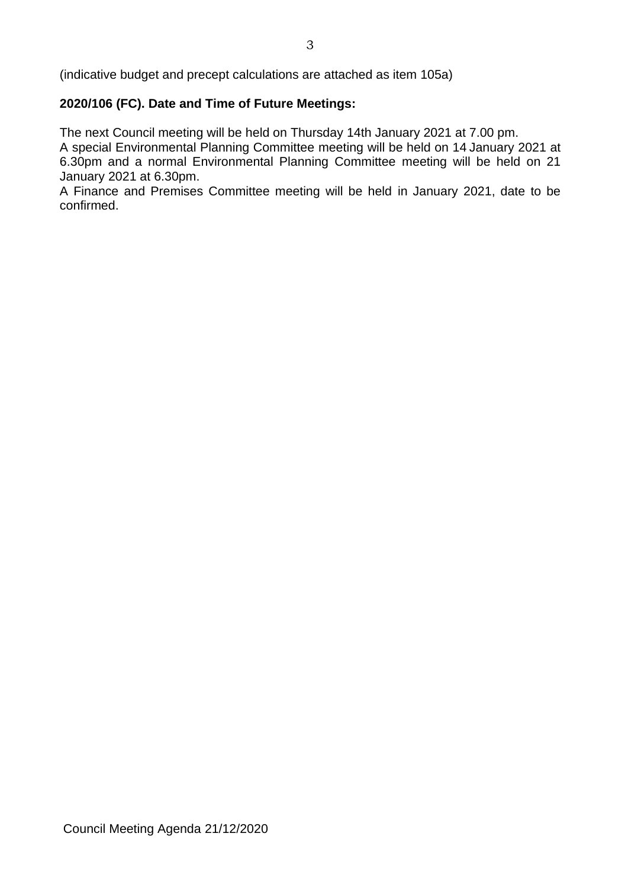(indicative budget and precept calculations are attached as item 105a)

**2020/106 (FC). Date and Time of Future Meetings:**

The next Council meeting will be held on Thursday 14th January 2021 at 7.00 pm.
A special Environmental Planning Committee meeting will be held on 14 January 2021 at 6.30pm and a normal Environmental Planning Committee meeting will be held on 21 January 2021 at 6.30pm.
A Finance and Premises Committee meeting will be held in January 2021, date to be confirmed.